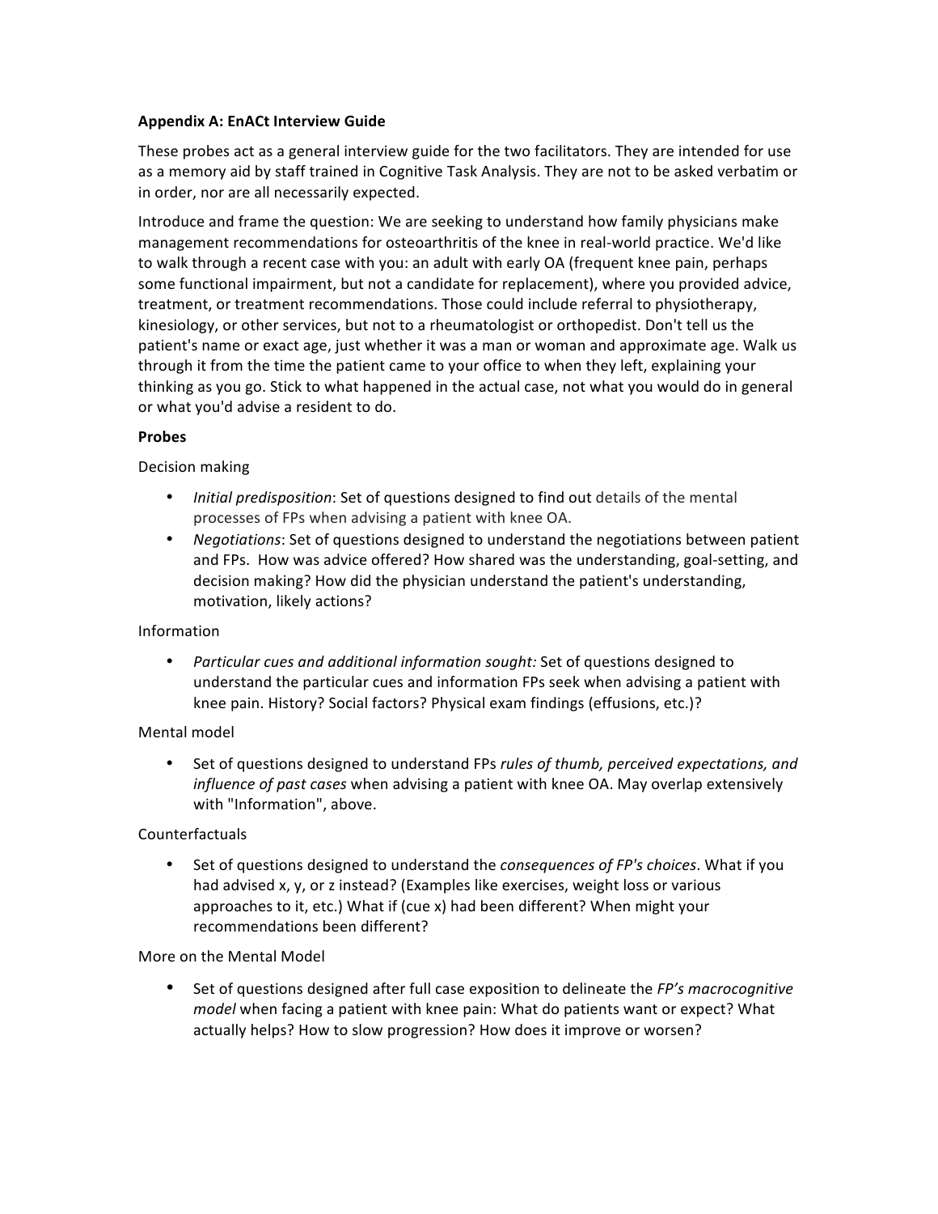**Appendix A: EnACt Interview Guide**

These probes act as a general interview guide for the two facilitators. They are intended for use as a memory aid by staff trained in Cognitive Task Analysis. They are not to be asked verbatim or in order, nor are all necessarily expected.

Introduce and frame the question: We are seeking to understand how family physicians make management recommendations for osteoarthritis of the knee in real-world practice. We'd like to walk through a recent case with you: an adult with early OA (frequent knee pain, perhaps some functional impairment, but not a candidate for replacement), where you provided advice, treatment, or treatment recommendations. Those could include referral to physiotherapy, kinesiology, or other services, but not to a rheumatologist or orthopedist. Don't tell us the patient's name or exact age, just whether it was a man or woman and approximate age. Walk us through it from the time the patient came to your office to when they left, explaining your thinking as you go. Stick to what happened in the actual case, not what you would do in general or what you'd advise a resident to do.

**Probes**

Decision making

- *Initial predisposition*: Set of questions designed to find out details of the mental processes of FPs when advising a patient with knee OA.
- *Negotiations*: Set of questions designed to understand the negotiations between patient and FPs. How was advice offered? How shared was the understanding, goal-setting, and decision making? How did the physician understand the patient's understanding, motivation, likely actions?

Information

- *Particular cues and additional information sought:* Set of questions designed to understand the particular cues and information FPs seek when advising a patient with knee pain. History? Social factors? Physical exam findings (effusions, etc.)?

Mental model

- Set of questions designed to understand FPs *rules of thumb, perceived expectations, and influence of past cases* when advising a patient with knee OA. May overlap extensively with "Information", above.

Counterfactuals

- Set of questions designed to understand the *consequences of FP's choices*. What if you had advised x, y, or z instead? (Examples like exercises, weight loss or various approaches to it, etc.) What if (cue x) had been different? When might your recommendations been different?

More on the Mental Model

- Set of questions designed after full case exposition to delineate the *FP's macrocognitive model* when facing a patient with knee pain: What do patients want or expect? What actually helps? How to slow progression? How does it improve or worsen?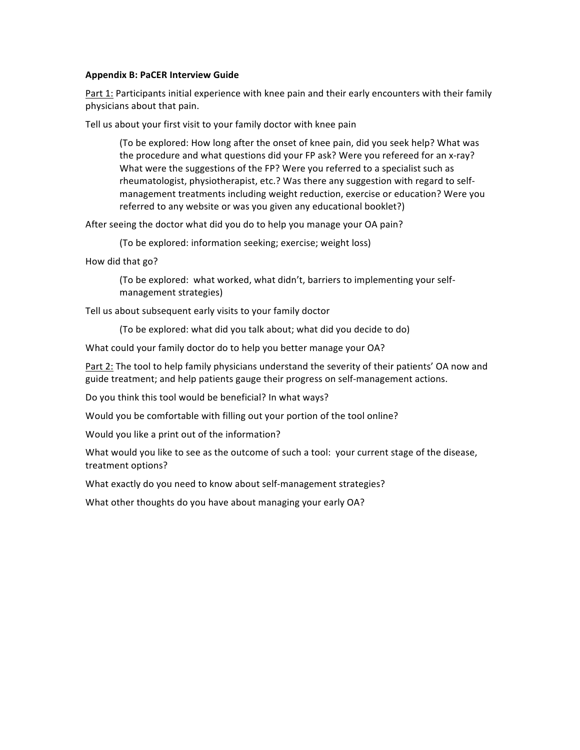**Appendix B: PaCER Interview Guide**

Part 1: Participants initial experience with knee pain and their early encounters with their family physicians about that pain.

Tell us about your first visit to your family doctor with knee pain

> (To be explored: How long after the onset of knee pain, did you seek help? What was the procedure and what questions did your FP ask? Were you refereed for an x-ray? What were the suggestions of the FP? Were you referred to a specialist such as rheumatologist, physiotherapist, etc.? Was there any suggestion with regard to self-management treatments including weight reduction, exercise or education? Were you referred to any website or was you given any educational booklet?)

After seeing the doctor what did you do to help you manage your OA pain?

> (To be explored: information seeking; exercise; weight loss)

How did that go?

> (To be explored: what worked, what didn't, barriers to implementing your self-management strategies)

Tell us about subsequent early visits to your family doctor

> (To be explored: what did you talk about; what did you decide to do)

What could your family doctor do to help you better manage your OA?

Part 2: The tool to help family physicians understand the severity of their patients' OA now and guide treatment; and help patients gauge their progress on self-management actions.

Do you think this tool would be beneficial? In what ways?

Would you be comfortable with filling out your portion of the tool online?

Would you like a print out of the information?

What would you like to see as the outcome of such a tool: your current stage of the disease, treatment options?

What exactly do you need to know about self-management strategies?

What other thoughts do you have about managing your early OA?